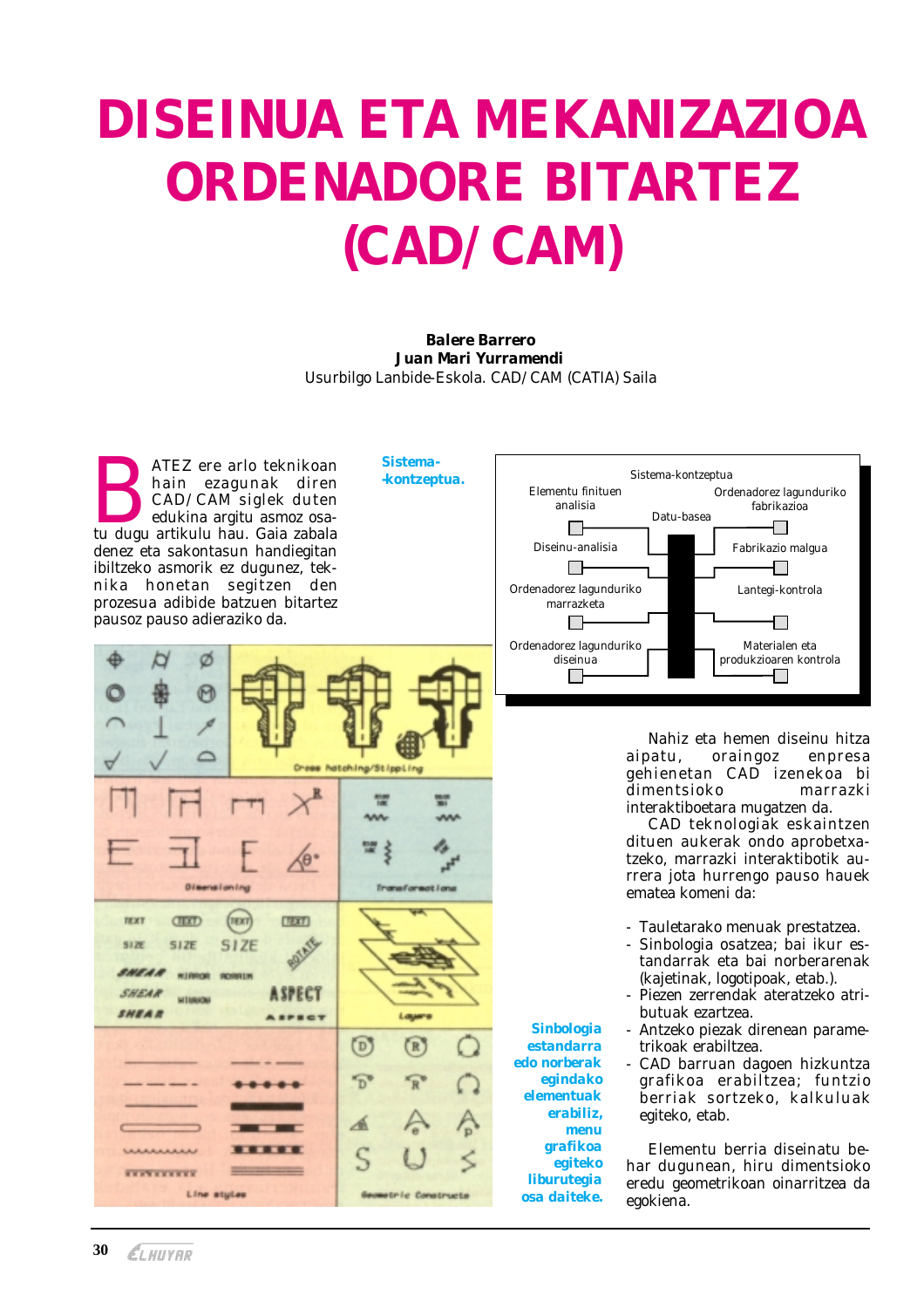# DISEINUA ETA MEKANIZAZIOA ORDENADORE BITARTEZ (CAD/CAM)

**Balere Barrero**
**Juan Mari Yurramendi**
Usurbilgo Lanbide-Eskola. CAD/CAM (CATIA) Saila

BATEZ ere arlo teknikoan hain ezagunak diren CAD/CAM siglek duten edukina argitu asmoz osatu dugu artikulu hau. Gaia zabala denez eta sakontasun handiegitan ibiltzeko asmorik ez dugunez, teknika honetan segitzen den prozesua adibide batzuen bitartez pausoz pauso adieraziko da.

**Sistema-kontzeptua.**

Sistema-kontzeptua

- Elementu finituen analisia
- Diseinu-analisia
- Ordenadorez laguntduriko marrazketa
- Ordenadorez laguntduriko diseinua
- Datu-basea
- Ordenadorez laguntduriko fabrikazioa
- Fabrikazio malgua
- Lantegi-kontrola
- Materialen eta produkzioaren kontrola

Nahiz eta hemen diseinu hitza aipatu, oraingoz enpresa gehienetan CAD izenekoa bi dimentsioko marrazki interaktiboetara mugatzen da.

CAD teknologiak eskaintzen dituen aukerak ondo aprobetxatzeko, marrazki interaktibotik aurrera jota hurrengo pauso hauek ematea komeni da:

- Tauletarako menuak prestatzea.
- Sinbologia osatzea; bai ikur estandarrak eta bai norberarenak (kajetinak, logotipoak, etab.).
- Piezen zerrendak ateratzeko atributuak ezartzea.
- Antzeko piezak direnean parametrikoak erabiltzea.
- CAD barruan dagoen hizkuntza grafikoa erabiltzea; funtzio berriak sortzeko, kalkuluak egiteko, etab.

**Sinbologia estandarra edo norberak egindako elementuak erabiliz, menu grafikoa egiteko liburutegia osa daiteke.**

Elementu berria diseinatu behar dugunean, hiru dimentsioko eredu geometrikoan oinarritzea da egokiena.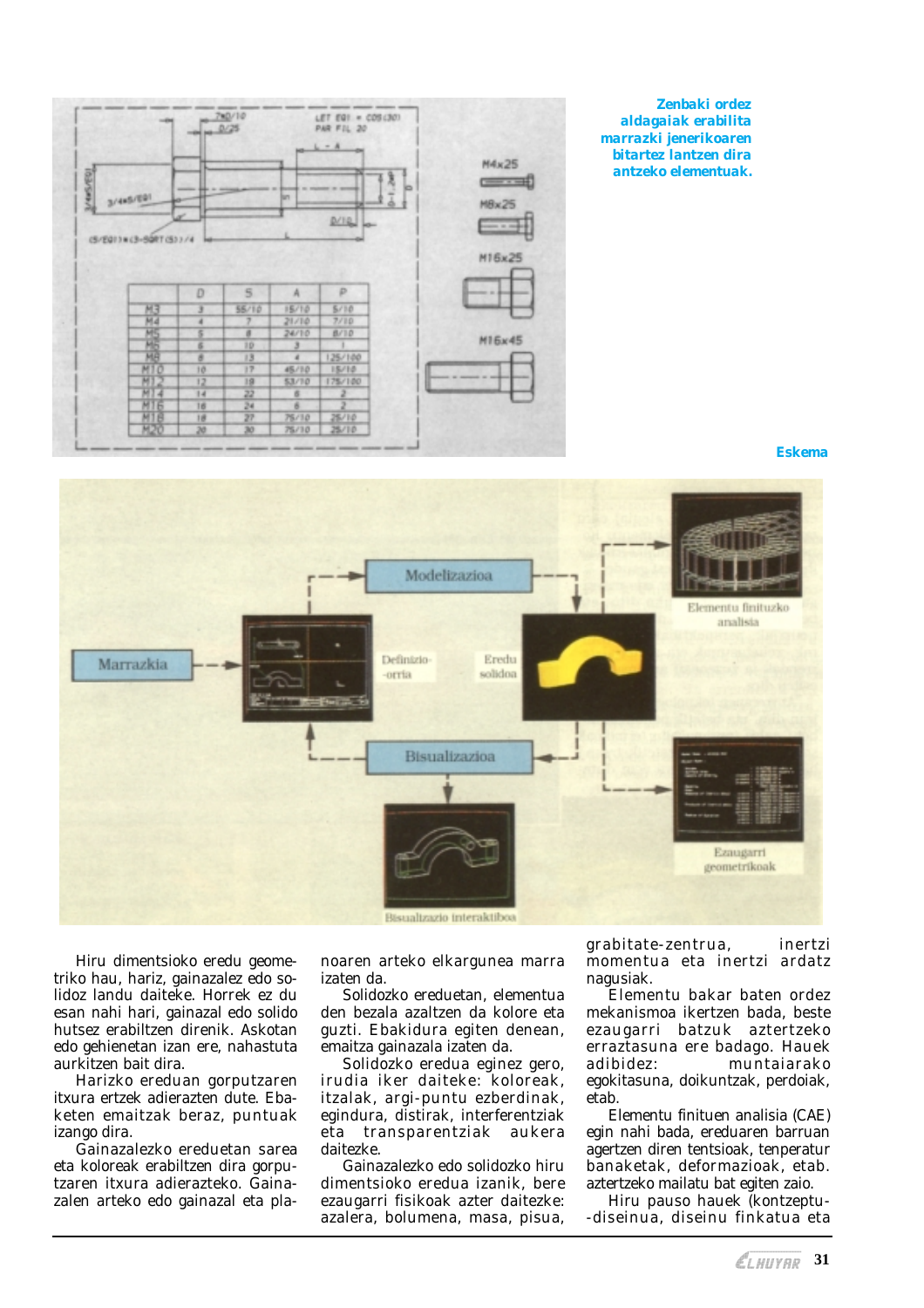Zenbaki ordez aldagaiak erabilita marrazki jenerikoaren bitartez lantzen dira antzeko elementuak.

Eskema

Hiru dimentsioko eredu geometriko hau, hariz, gainazalez edo solidoz landu daiteke. Horrek ez du esan nahi hari, gainazal edo solido hutsez erabiltzen direnik. Askotan edo gehienetan izan ere, nahastuta aurkitzen bait dira.

Harizko ereduan gorputzaren itxura ertzek adierazten dute. Ebaketen emaitzak beraz, puntuak izango dira.

Gainazalezko ereduetan sarea eta koloreak erabiltzen dira gorputzaren itxura adierazteko. Gainazalen arteko edo gainazal eta planoaren arteko elkargunea marra izaten da.

Solidozko ereduetan, elementua den bezala azaltzen da kolore eta guzti. Ebakidura egiten denean, emaitza gainazala izaten da.

Solidozko eredua eginez gero, irudia iker daiteke: koloreak, itzalak, argi-puntu ezberdinak, egindura, distirak, interferentziak eta transparentziak aukera daitezke.

Gainazalezko edo solidozko hiru dimentsioko eredua izanik, bere ezaugarri fisikoak azter daitezke: azalera, bolumena, masa, pisua, grabitate-zentrua, inertzi momentua eta inertzi ardatz nagusiak.

Elementu bakar baten ordez mekanismoa ikertzen bada, beste ezaugarri batzuk aztertzeko erraztasuna ere badago. Hauek adibidez: muntaiarako egokitasuna, doikuntzak, perdoiak, etab.

Elementu finituen analisia (CAE) egin nahi bada, ereduaren barruan agertzen diren tentsioak, tenperatur banaketak, deformazioak, etab. aztertzeko mailatu bat egiten zaio.

Hiru pauso hauek (kontzeptu-diseinua, diseinu finkatua eta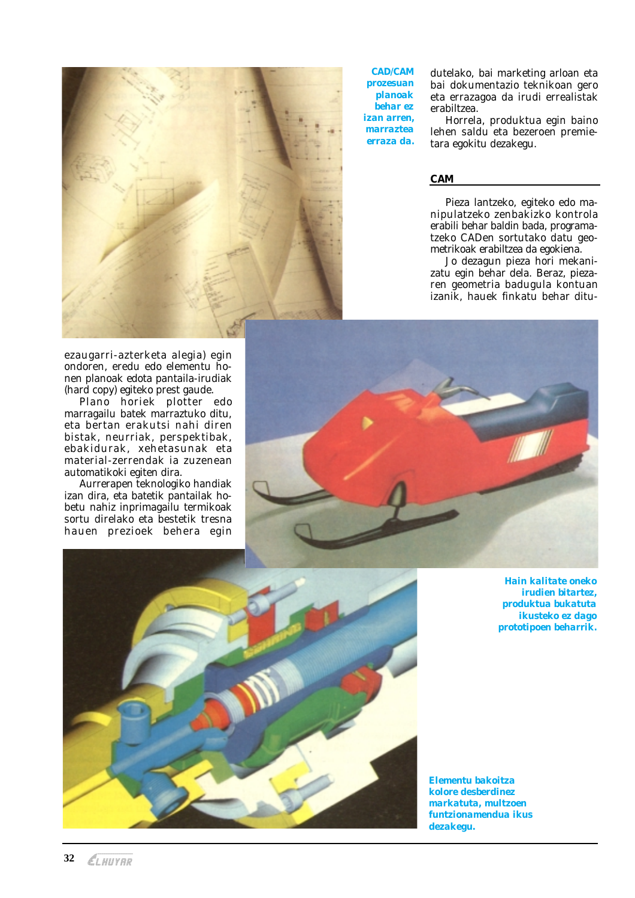**CAD/CAM prozesuan planoak behar ez izan arren, marraztea erraza da.**

dutelako, bai marketing arloan eta bai dokumentazio teknikoan gero eta errazagoa da irudi errealistak erabiltzea.

Horrela, produktua egin baino lehen saldu eta bezeroen premietara egokitu dezakegu.

## CAM

Pieza lantzeko, egiteko edo manipulatzeko zenbakizko kontrola erabili behar baldin bada, programatzeko CADen sortutako datu geometrikoak erabiltzea da egokiena.

Jo dezagun pieza hori mekanizatu egin behar dela. Beraz, piezaren geometria badugula kontuan izanik, hauek finkatu behar ditu-

ezaugarri-azterketa alegia) egin ondoren, eredu edo elementu honen planoak edota pantaila-irudiak (hard copy) egiteko prest gaude.

Plano horiek plotter edo marragailu batek marraztuko ditu, eta bertan erakutsi nahi diren bistak, neurriak, perspektibak, ebakidurak, xehetasunak eta material-zerrendak ia zuzenean automatikoki egiten dira.

Aurrerapen teknologiko handiak izan dira, eta batetik pantailak hobetu nahiz inprimagailu termikoak sortu direlako eta bestetik tresna hauen prezioek behera egin

**Hain kalitate oneko irudien bitartez, produktua bukatuta ikusteko ez dago prototipoen beharrik.**

**Elementu bakoitza kolore desberdinez markatuta, multzoen funtzionamendua ikus dezakegu.**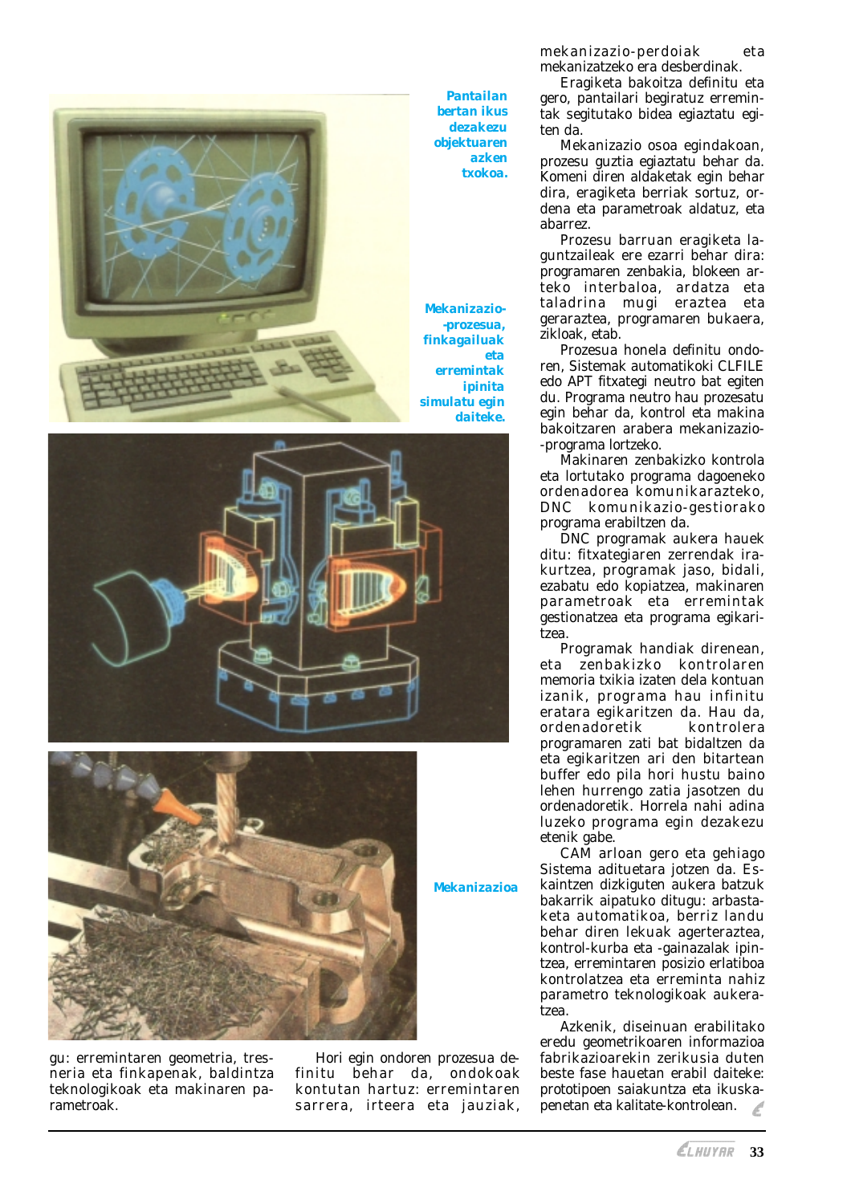Pantailan bertan ikus dezakezu objektuaren azken txokoa.

Mekanizazio-prozesua, finkagailuak eta eremintak ipinita simulatu egin daiteke.

Mekanizazioa

gu: erremintaren geometria, tresneria eta finkapenak, baldintza teknologikoak eta makinaren parametroak.

Hori egin ondoren prozesua definitu behar da, ondokoak kontutan hartuz: erremintaren sarrera, irteera eta jauziak, mekanizazio-perdoiak eta mekanizatzeko era desberdinak.

Eragiketa bakoitza definitu eta gero, pantailari begiratuz erremintak segitutako bidea egiaztatu egiten da.

Mekanizazio osoa egindakoan, prozesu guztia egiaztatu behar da. Komeni diren aldaketak egin behar dira, eragiketa berriak sortuz, ordena eta parametroak aldatuz, eta abarrez.

Prozesu barruan eragiketa laguntzaileak ere ezarri behar dira: programaren zenbakia, blokeen arteko interbaloa, ardatza eta taladrina mugi eraztea eta geraraztea, programaren bukaera, zikloak, etab.

Prozesua honela definitu ondoren, Sistemak automatikoki CLFILE edo APT fitxategi neutro bat egiten du. Programa neutro hau prozesatu egin behar da, kontrol eta makina bakoitzaren arabera mekanizazio-programa lortzeko.

Makinaren zenbakizko kontrola eta lortutako programa dagoeneko ordenadorea komunikarazteko, DNC komunikazio-gestiorako programa erabiltzen da.

DNC programak aukera hauek ditu: fitxategiaren zerrendak irakurtzea, programak jaso, bidali, ezabatu edo kopiatzea, makinaren parametroak eta eremintak gestionatzea eta programa egikaritzea.

Programak handiak direnean, eta zenbakizko kontrolaren memoria txikia izaten dela kontuan izanik, programa hau infinitu eratara egikaritzen da. Hau da, ordenadoretik kontrolera programaren zati bat bidaltzen da eta egikaritzen ari den bitartean buffer edo pila hori hustu baino lehen hurrengo zatia jasotzen du ordenadoretik. Horrela nahi adina luzeko programa egin dezakezu etenik gabe.

CAM arloan gero eta gehiago Sistema adituetara jotzen da. Eskaintzen dizkiguten aukera batzuk bakarrik aipatuko ditugu: arbasteketa automatikoa, berriz landu behar diren lekuak agerteraztea, kontrol-kurba eta -gainazalak ipintzea, erremintaren posizio erlatiboa kontrolatzea eta erreminta nahiz parametro teknologikoak aukeratzea.

Azkenik, diseinuan erabilitako eredu geometrikoaren informazioa fabrikazioarekin zerikusia duten beste fase hauetan erabil daiteke: prototipoen saiakuntza eta ikuskapenetan eta kalitate-kontrolean.